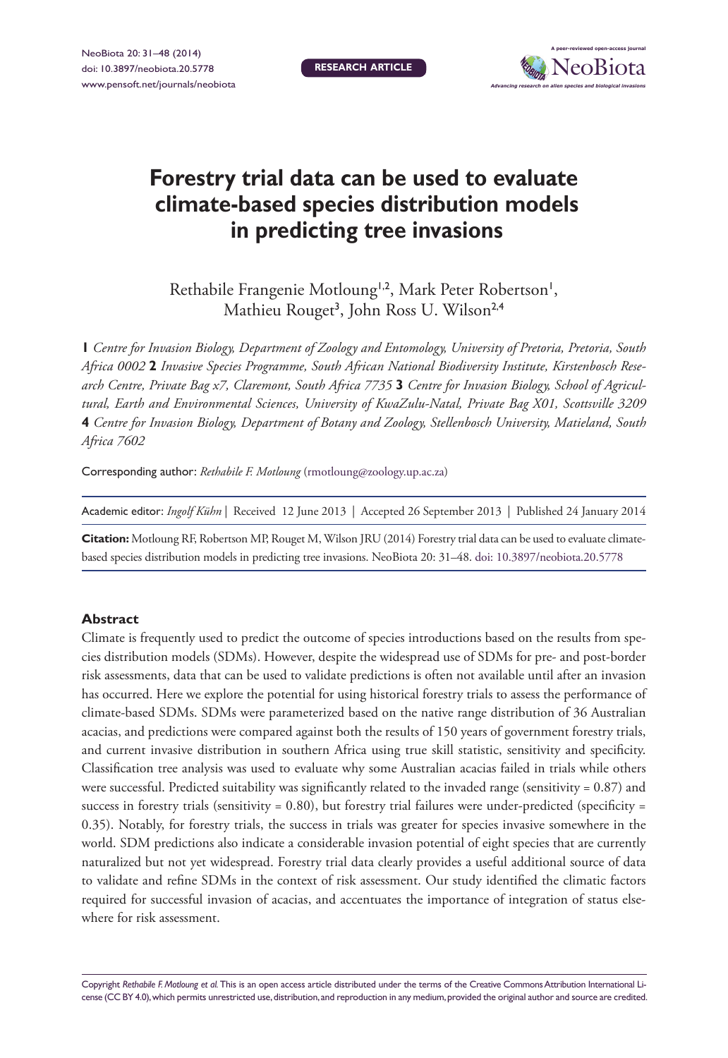# Forestry trial data can be used to evaluate climate-based species distribution models in predicting tree invasions

Rethabile Frangenie Motloung[1,2], Mark Peter Robertson[1], Mathieu Rouget[3], John Ross U. Wilson[2,4]

**1** *Centre for Invasion Biology, Department of Zoology and Entomology, University of Pretoria, Pretoria, South Africa 0002* **2** *Invasive Species Programme, South African National Biodiversity Institute, Kirstenbosch Research Centre, Private Bag x7, Claremont, South Africa 7735* **3** *Centre for Invasion Biology, School of Agricultural, Earth and Environmental Sciences, University of KwaZulu-Natal, Private Bag X01, Scottsville 3209* **4** *Centre for Invasion Biology, Department of Botany and Zoology, Stellenbosch University, Matieland, South Africa 7602*

Corresponding author: *Rethabile F. Motloung* (rmotloung@zoology.up.ac.za)

Academic editor: *Ingolf Kühn* | Received 12 June 2013 | Accepted 26 September 2013 | Published 24 January 2014

**Citation:** Motloung RF, Robertson MP, Rouget M, Wilson JRU (2014) Forestry trial data can be used to evaluate climate-based species distribution models in predicting tree invasions. NeoBiota 20: 31–48. doi: 10.3897/neobiota.20.5778

### Abstract

Climate is frequently used to predict the outcome of species introductions based on the results from species distribution models (SDMs). However, despite the widespread use of SDMs for pre- and post-border risk assessments, data that can be used to validate predictions is often not available until after an invasion has occurred. Here we explore the potential for using historical forestry trials to assess the performance of climate-based SDMs. SDMs were parameterized based on the native range distribution of 36 Australian acacias, and predictions were compared against both the results of 150 years of government forestry trials, and current invasive distribution in southern Africa using true skill statistic, sensitivity and specificity. Classification tree analysis was used to evaluate why some Australian acacias failed in trials while others were successful. Predicted suitability was significantly related to the invaded range (sensitivity = 0.87) and success in forestry trials (sensitivity = 0.80), but forestry trial failures were under-predicted (specificity = 0.35). Notably, for forestry trials, the success in trials was greater for species invasive somewhere in the world. SDM predictions also indicate a considerable invasion potential of eight species that are currently naturalized but not yet widespread. Forestry trial data clearly provides a useful additional source of data to validate and refine SDMs in the context of risk assessment. Our study identified the climatic factors required for successful invasion of acacias, and accentuates the importance of integration of status elsewhere for risk assessment.

Copyright *Rethabile F. Motloung et al.* This is an open access article distributed under the terms of the Creative Commons Attribution International License (CC BY 4.0), which permits unrestricted use, distribution, and reproduction in any medium, provided the original author and source are credited.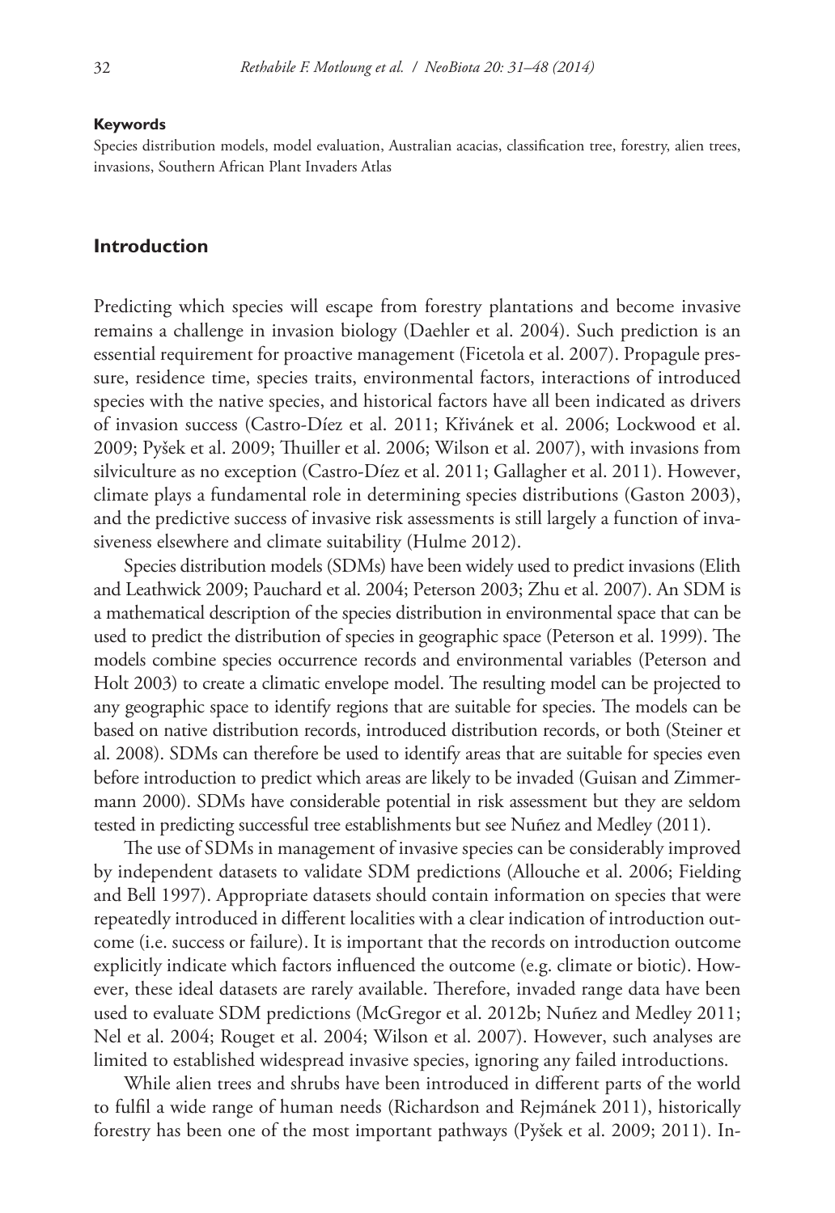**Keywords**

Species distribution models, model evaluation, Australian acacias, classification tree, forestry, alien trees, invasions, Southern African Plant Invaders Atlas

## Introduction

Predicting which species will escape from forestry plantations and become invasive remains a challenge in invasion biology (Daehler et al. 2004). Such prediction is an essential requirement for proactive management (Ficetola et al. 2007). Propagule pressure, residence time, species traits, environmental factors, interactions of introduced species with the native species, and historical factors have all been indicated as drivers of invasion success (Castro-Díez et al. 2011; Křivánek et al. 2006; Lockwood et al. 2009; Pyšek et al. 2009; Thuiller et al. 2006; Wilson et al. 2007), with invasions from silviculture as no exception (Castro-Díez et al. 2011; Gallagher et al. 2011). However, climate plays a fundamental role in determining species distributions (Gaston 2003), and the predictive success of invasive risk assessments is still largely a function of invasiveness elsewhere and climate suitability (Hulme 2012).

Species distribution models (SDMs) have been widely used to predict invasions (Elith and Leathwick 2009; Pauchard et al. 2004; Peterson 2003; Zhu et al. 2007). An SDM is a mathematical description of the species distribution in environmental space that can be used to predict the distribution of species in geographic space (Peterson et al. 1999). The models combine species occurrence records and environmental variables (Peterson and Holt 2003) to create a climatic envelope model. The resulting model can be projected to any geographic space to identify regions that are suitable for species. The models can be based on native distribution records, introduced distribution records, or both (Steiner et al. 2008). SDMs can therefore be used to identify areas that are suitable for species even before introduction to predict which areas are likely to be invaded (Guisan and Zimmermann 2000). SDMs have considerable potential in risk assessment but they are seldom tested in predicting successful tree establishments but see Nuñez and Medley (2011).

The use of SDMs in management of invasive species can be considerably improved by independent datasets to validate SDM predictions (Allouche et al. 2006; Fielding and Bell 1997). Appropriate datasets should contain information on species that were repeatedly introduced in different localities with a clear indication of introduction outcome (i.e. success or failure). It is important that the records on introduction outcome explicitly indicate which factors influenced the outcome (e.g. climate or biotic). However, these ideal datasets are rarely available. Therefore, invaded range data have been used to evaluate SDM predictions (McGregor et al. 2012b; Nuñez and Medley 2011; Nel et al. 2004; Rouget et al. 2004; Wilson et al. 2007). However, such analyses are limited to established widespread invasive species, ignoring any failed introductions.

While alien trees and shrubs have been introduced in different parts of the world to fulfil a wide range of human needs (Richardson and Rejmánek 2011), historically forestry has been one of the most important pathways (Pyšek et al. 2009; 2011). In-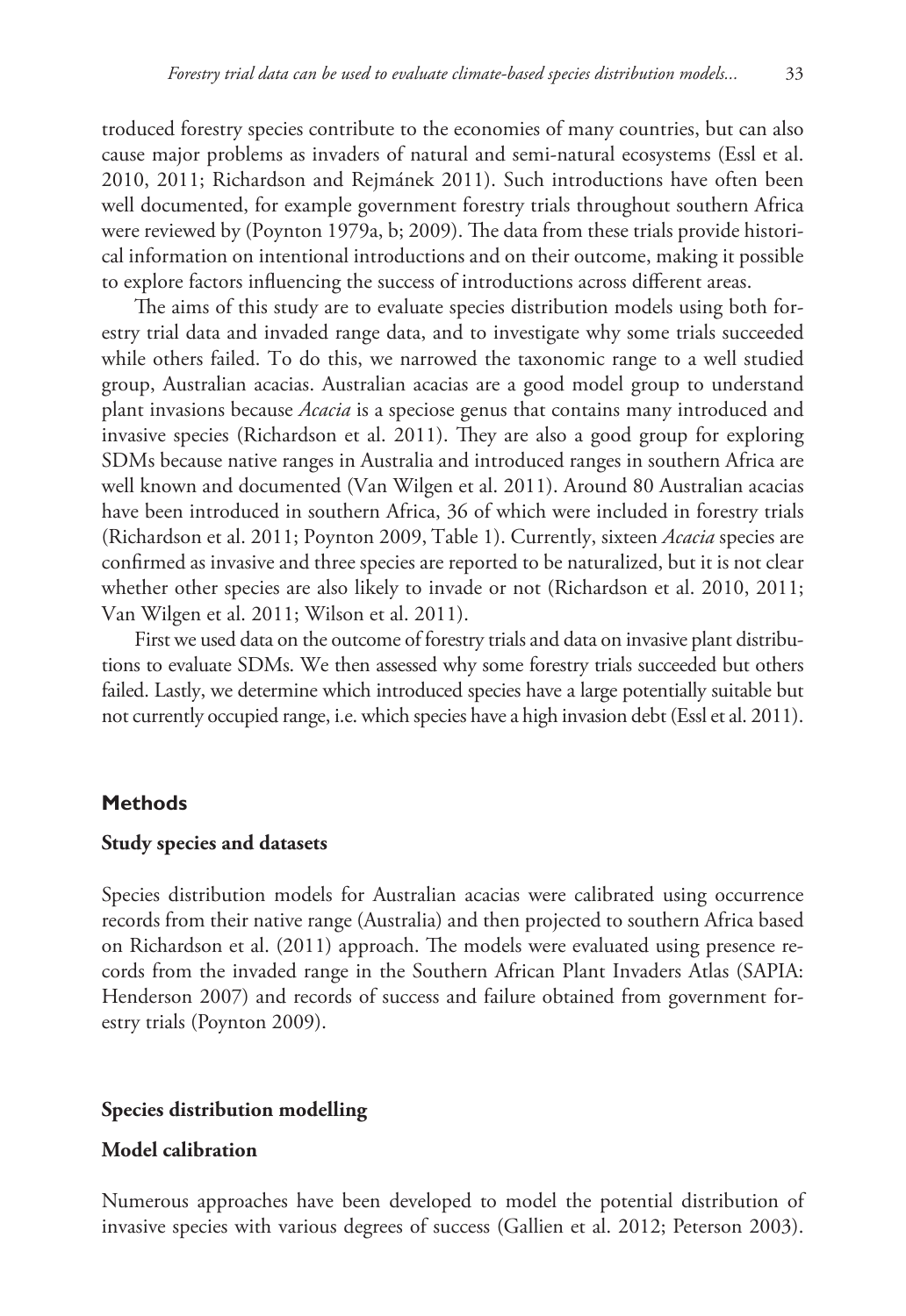troduced forestry species contribute to the economies of many countries, but can also cause major problems as invaders of natural and semi-natural ecosystems (Essl et al. 2010, 2011; Richardson and Rejmánek 2011). Such introductions have often been well documented, for example government forestry trials throughout southern Africa were reviewed by (Poynton 1979a, b; 2009). The data from these trials provide historical information on intentional introductions and on their outcome, making it possible to explore factors influencing the success of introductions across different areas.

The aims of this study are to evaluate species distribution models using both forestry trial data and invaded range data, and to investigate why some trials succeeded while others failed. To do this, we narrowed the taxonomic range to a well studied group, Australian acacias. Australian acacias are a good model group to understand plant invasions because *Acacia* is a speciose genus that contains many introduced and invasive species (Richardson et al. 2011). They are also a good group for exploring SDMs because native ranges in Australia and introduced ranges in southern Africa are well known and documented (Van Wilgen et al. 2011). Around 80 Australian acacias have been introduced in southern Africa, 36 of which were included in forestry trials (Richardson et al. 2011; Poynton 2009, Table 1). Currently, sixteen *Acacia* species are confirmed as invasive and three species are reported to be naturalized, but it is not clear whether other species are also likely to invade or not (Richardson et al. 2010, 2011; Van Wilgen et al. 2011; Wilson et al. 2011).

First we used data on the outcome of forestry trials and data on invasive plant distributions to evaluate SDMs. We then assessed why some forestry trials succeeded but others failed. Lastly, we determine which introduced species have a large potentially suitable but not currently occupied range, i.e. which species have a high invasion debt (Essl et al. 2011).

## Methods

### Study species and datasets

Species distribution models for Australian acacias were calibrated using occurrence records from their native range (Australia) and then projected to southern Africa based on Richardson et al. (2011) approach. The models were evaluated using presence records from the invaded range in the Southern African Plant Invaders Atlas (SAPIA: Henderson 2007) and records of success and failure obtained from government forestry trials (Poynton 2009).

### Species distribution modelling

### Model calibration

Numerous approaches have been developed to model the potential distribution of invasive species with various degrees of success (Gallien et al. 2012; Peterson 2003).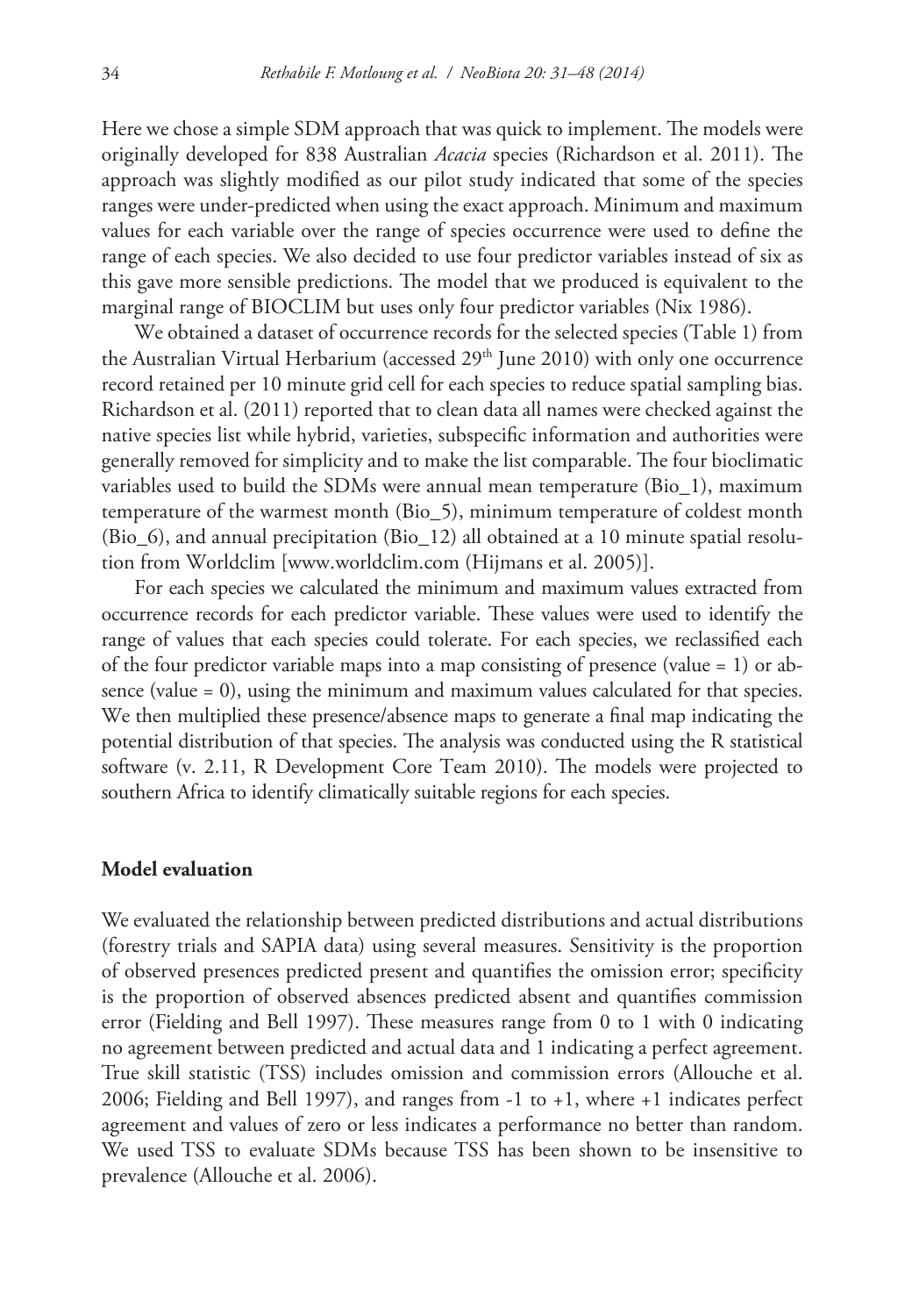Here we chose a simple SDM approach that was quick to implement. The models were originally developed for 838 Australian *Acacia* species (Richardson et al. 2011). The approach was slightly modified as our pilot study indicated that some of the species ranges were under-predicted when using the exact approach. Minimum and maximum values for each variable over the range of species occurrence were used to define the range of each species. We also decided to use four predictor variables instead of six as this gave more sensible predictions. The model that we produced is equivalent to the marginal range of BIOCLIM but uses only four predictor variables (Nix 1986).

We obtained a dataset of occurrence records for the selected species (Table 1) from the Australian Virtual Herbarium (accessed 29th June 2010) with only one occurrence record retained per 10 minute grid cell for each species to reduce spatial sampling bias. Richardson et al. (2011) reported that to clean data all names were checked against the native species list while hybrid, varieties, subspecific information and authorities were generally removed for simplicity and to make the list comparable. The four bioclimatic variables used to build the SDMs were annual mean temperature (Bio_1), maximum temperature of the warmest month (Bio_5), minimum temperature of coldest month (Bio_6), and annual precipitation (Bio_12) all obtained at a 10 minute spatial resolution from Worldclim [www.worldclim.com (Hijmans et al. 2005)].

For each species we calculated the minimum and maximum values extracted from occurrence records for each predictor variable. These values were used to identify the range of values that each species could tolerate. For each species, we reclassified each of the four predictor variable maps into a map consisting of presence (value = 1) or absence (value = 0), using the minimum and maximum values calculated for that species. We then multiplied these presence/absence maps to generate a final map indicating the potential distribution of that species. The analysis was conducted using the R statistical software (v. 2.11, R Development Core Team 2010). The models were projected to southern Africa to identify climatically suitable regions for each species.

### Model evaluation

We evaluated the relationship between predicted distributions and actual distributions (forestry trials and SAPIA data) using several measures. Sensitivity is the proportion of observed presences predicted present and quantifies the omission error; specificity is the proportion of observed absences predicted absent and quantifies commission error (Fielding and Bell 1997). These measures range from 0 to 1 with 0 indicating no agreement between predicted and actual data and 1 indicating a perfect agreement. True skill statistic (TSS) includes omission and commission errors (Allouche et al. 2006; Fielding and Bell 1997), and ranges from -1 to +1, where +1 indicates perfect agreement and values of zero or less indicates a performance no better than random. We used TSS to evaluate SDMs because TSS has been shown to be insensitive to prevalence (Allouche et al. 2006).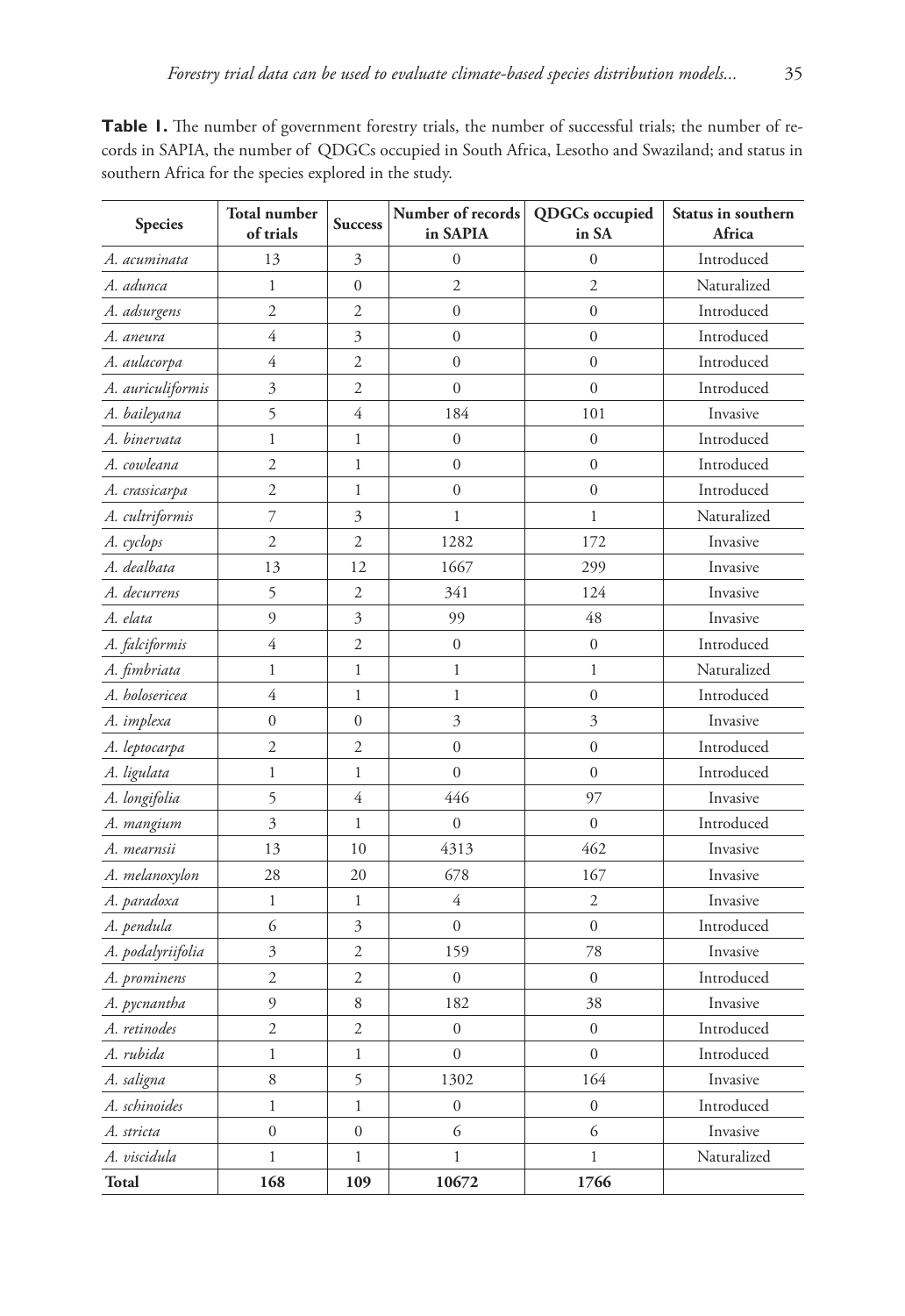**Table 1.** The number of government forestry trials, the number of successful trials; the number of records in SAPIA, the number of QDGCs occupied in South Africa, Lesotho and Swaziland; and status in southern Africa for the species explored in the study.

| Species | Total number of trials | Success | Number of records in SAPIA | QDGCs occupied in SA | Status in southern Africa |
|---|---|---|---|---|---|
| *A. acuminata* | 13 | 3 | 0 | 0 | Introduced |
| *A. adunca* | 1 | 0 | 2 | 2 | Naturalized |
| *A. adsurgens* | 2 | 2 | 0 | 0 | Introduced |
| *A. aneura* | 4 | 3 | 0 | 0 | Introduced |
| *A. aulacorpa* | 4 | 2 | 0 | 0 | Introduced |
| *A. auriculiformis* | 3 | 2 | 0 | 0 | Introduced |
| *A. baileyana* | 5 | 4 | 184 | 101 | Invasive |
| *A. binervata* | 1 | 1 | 0 | 0 | Introduced |
| *A. cowleana* | 2 | 1 | 0 | 0 | Introduced |
| *A. crassicarpa* | 2 | 1 | 0 | 0 | Introduced |
| *A. cultriformis* | 7 | 3 | 1 | 1 | Naturalized |
| *A. cyclops* | 2 | 2 | 1282 | 172 | Invasive |
| *A. dealbata* | 13 | 12 | 1667 | 299 | Invasive |
| *A. decurrens* | 5 | 2 | 341 | 124 | Invasive |
| *A. elata* | 9 | 3 | 99 | 48 | Invasive |
| *A. falciformis* | 4 | 2 | 0 | 0 | Introduced |
| *A. fimbriata* | 1 | 1 | 1 | 1 | Naturalized |
| *A. holosericea* | 4 | 1 | 1 | 0 | Introduced |
| *A. implexa* | 0 | 0 | 3 | 3 | Invasive |
| *A. leptocarpa* | 2 | 2 | 0 | 0 | Introduced |
| *A. ligulata* | 1 | 1 | 0 | 0 | Introduced |
| *A. longifolia* | 5 | 4 | 446 | 97 | Invasive |
| *A. mangium* | 3 | 1 | 0 | 0 | Introduced |
| *A. mearnsii* | 13 | 10 | 4313 | 462 | Invasive |
| *A. melanoxylon* | 28 | 20 | 678 | 167 | Invasive |
| *A. paradoxa* | 1 | 1 | 4 | 2 | Invasive |
| *A. pendula* | 6 | 3 | 0 | 0 | Introduced |
| *A. podalyriifolia* | 3 | 2 | 159 | 78 | Invasive |
| *A. prominens* | 2 | 2 | 0 | 0 | Introduced |
| *A. pycnantha* | 9 | 8 | 182 | 38 | Invasive |
| *A. retinodes* | 2 | 2 | 0 | 0 | Introduced |
| *A. rubida* | 1 | 1 | 0 | 0 | Introduced |
| *A. saligna* | 8 | 5 | 1302 | 164 | Invasive |
| *A. schinoides* | 1 | 1 | 0 | 0 | Introduced |
| *A. stricta* | 0 | 0 | 6 | 6 | Invasive |
| *A. viscidula* | 1 | 1 | 1 | 1 | Naturalized |
| **Total** | **168** | **109** | **10672** | **1766** | |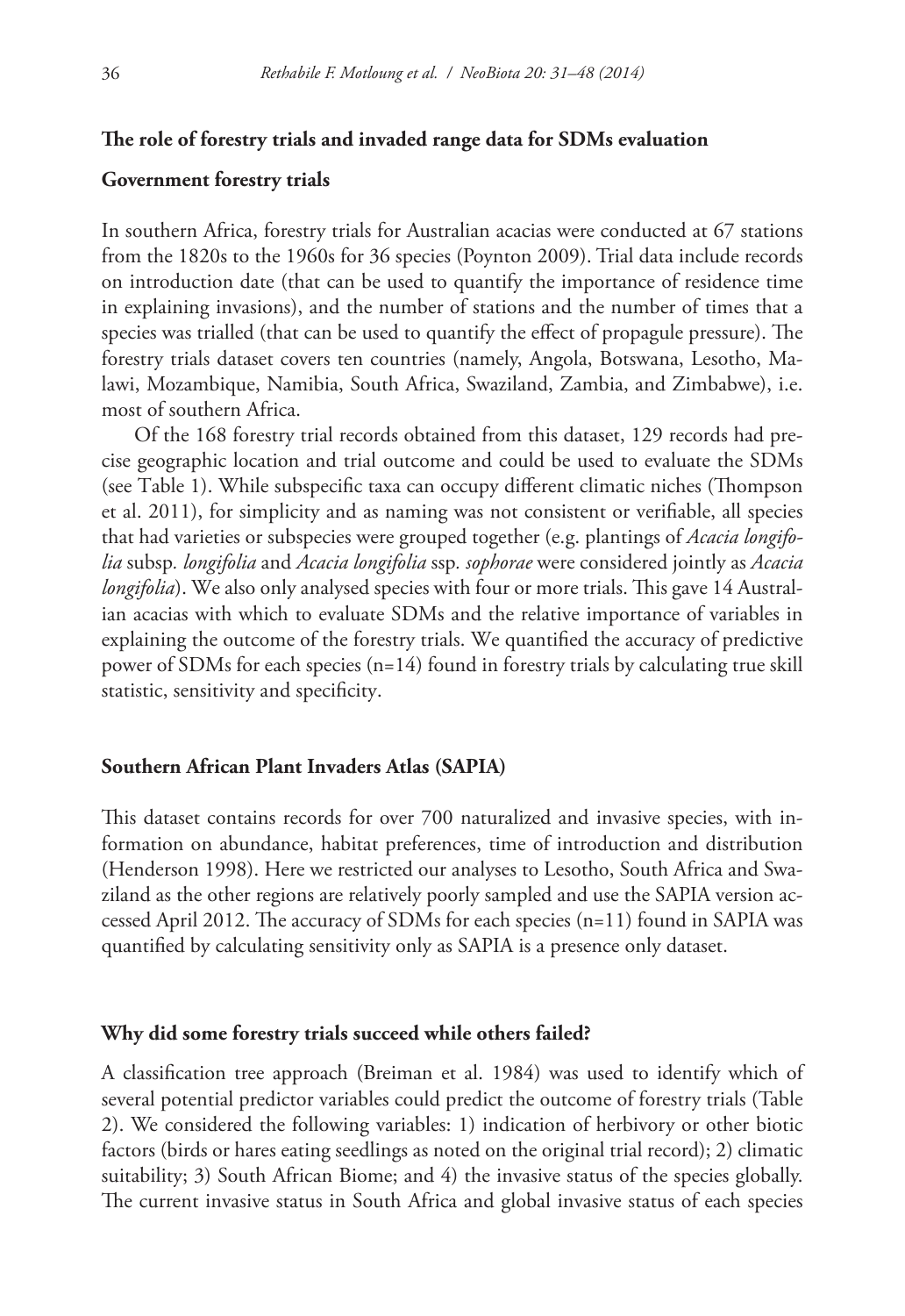## The role of forestry trials and invaded range data for SDMs evaluation

### Government forestry trials

In southern Africa, forestry trials for Australian acacias were conducted at 67 stations from the 1820s to the 1960s for 36 species (Poynton 2009). Trial data include records on introduction date (that can be used to quantify the importance of residence time in explaining invasions), and the number of stations and the number of times that a species was trialled (that can be used to quantify the effect of propagule pressure). The forestry trials dataset covers ten countries (namely, Angola, Botswana, Lesotho, Malawi, Mozambique, Namibia, South Africa, Swaziland, Zambia, and Zimbabwe), i.e. most of southern Africa.

Of the 168 forestry trial records obtained from this dataset, 129 records had precise geographic location and trial outcome and could be used to evaluate the SDMs (see Table 1). While subspecific taxa can occupy different climatic niches (Thompson et al. 2011), for simplicity and as naming was not consistent or verifiable, all species that had varieties or subspecies were grouped together (e.g. plantings of *Acacia longifolia* subsp. *longifolia* and *Acacia longifolia* ssp. *sophorae* were considered jointly as *Acacia longifolia*). We also only analysed species with four or more trials. This gave 14 Australian acacias with which to evaluate SDMs and the relative importance of variables in explaining the outcome of the forestry trials. We quantified the accuracy of predictive power of SDMs for each species (n=14) found in forestry trials by calculating true skill statistic, sensitivity and specificity.

### Southern African Plant Invaders Atlas (SAPIA)

This dataset contains records for over 700 naturalized and invasive species, with information on abundance, habitat preferences, time of introduction and distribution (Henderson 1998). Here we restricted our analyses to Lesotho, South Africa and Swaziland as the other regions are relatively poorly sampled and use the SAPIA version accessed April 2012. The accuracy of SDMs for each species (n=11) found in SAPIA was quantified by calculating sensitivity only as SAPIA is a presence only dataset.

### Why did some forestry trials succeed while others failed?

A classification tree approach (Breiman et al. 1984) was used to identify which of several potential predictor variables could predict the outcome of forestry trials (Table 2). We considered the following variables: 1) indication of herbivory or other biotic factors (birds or hares eating seedlings as noted on the original trial record); 2) climatic suitability; 3) South African Biome; and 4) the invasive status of the species globally. The current invasive status in South Africa and global invasive status of each species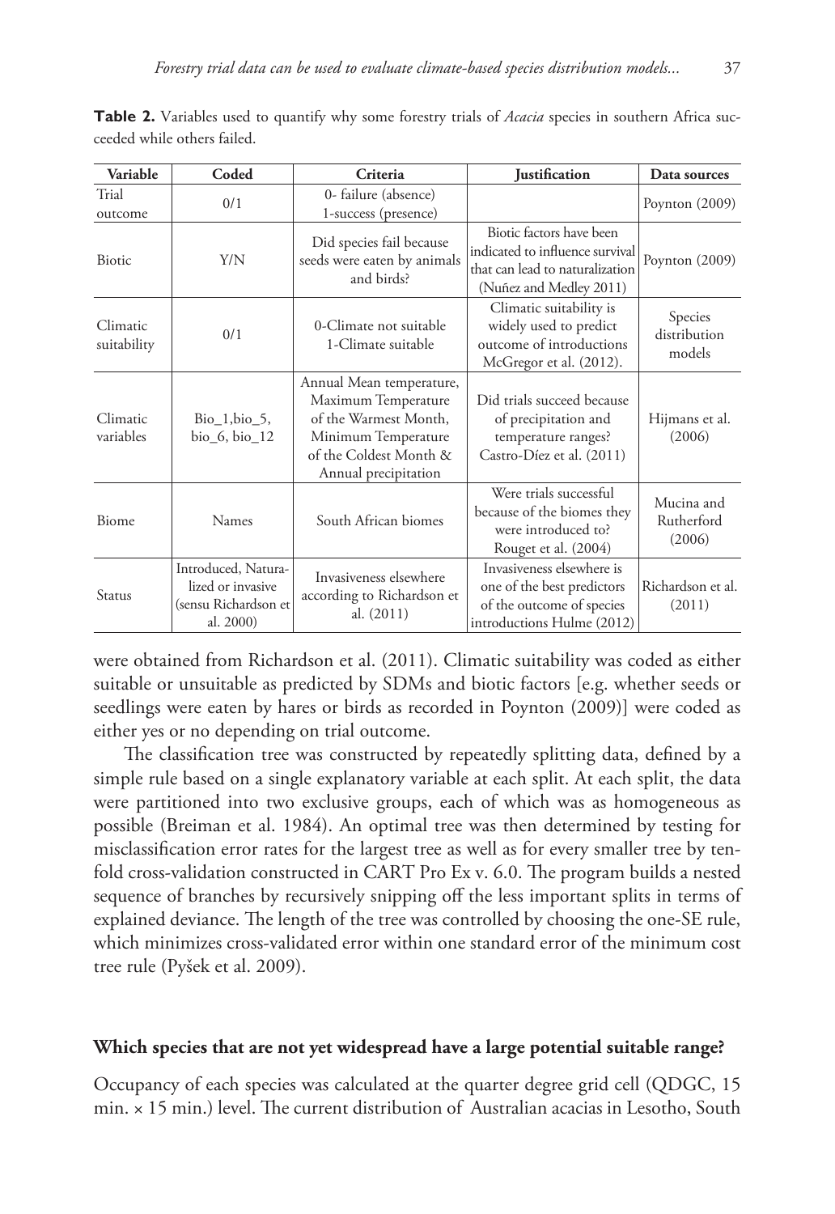**Table 2.** Variables used to quantify why some forestry trials of *Acacia* species in southern Africa succeeded while others failed.

| Variable | Coded | Criteria | Justification | Data sources |
|---|---|---|---|---|
| Trial outcome | 0/1 | 0- failure (absence) 1-success (presence) | | Poynton (2009) |
| Biotic | Y/N | Did species fail because seeds were eaten by animals and birds? | Biotic factors have been indicated to influence survival that can lead to naturalization (Nuñez and Medley 2011) | Poynton (2009) |
| Climatic suitability | 0/1 | 0-Climate not suitable 1-Climate suitable | Climatic suitability is widely used to predict outcome of introductions McGregor et al. (2012). | Species distribution models |
| Climatic variables | Bio_1,bio_5, bio_6, bio_12 | Annual Mean temperature, Maximum Temperature of the Warmest Month, Minimum Temperature of the Coldest Month & Annual precipitation | Did trials succeed because of precipitation and temperature ranges? Castro-Díez et al. (2011) | Hijmans et al. (2006) |
| Biome | Names | South African biomes | Were trials successful because of the biomes they were introduced to? Rouget et al. (2004) | Mucina and Rutherford (2006) |
| Status | Introduced, Naturalized or invasive (sensu Richardson et al. 2000) | Invasiveness elsewhere according to Richardson et al. (2011) | Invasiveness elsewhere is one of the best predictors of the outcome of species introductions Hulme (2012) | Richardson et al. (2011) |

were obtained from Richardson et al. (2011). Climatic suitability was coded as either suitable or unsuitable as predicted by SDMs and biotic factors [e.g. whether seeds or seedlings were eaten by hares or birds as recorded in Poynton (2009)] were coded as either yes or no depending on trial outcome.

The classification tree was constructed by repeatedly splitting data, defined by a simple rule based on a single explanatory variable at each split. At each split, the data were partitioned into two exclusive groups, each of which was as homogeneous as possible (Breiman et al. 1984). An optimal tree was then determined by testing for misclassification error rates for the largest tree as well as for every smaller tree by ten-fold cross-validation constructed in CART Pro Ex v. 6.0. The program builds a nested sequence of branches by recursively snipping off the less important splits in terms of explained deviance. The length of the tree was controlled by choosing the one-SE rule, which minimizes cross-validated error within one standard error of the minimum cost tree rule (Pyšek et al. 2009).

### Which species that are not yet widespread have a large potential suitable range?

Occupancy of each species was calculated at the quarter degree grid cell (QDGC, 15 min. × 15 min.) level. The current distribution of Australian acacias in Lesotho, South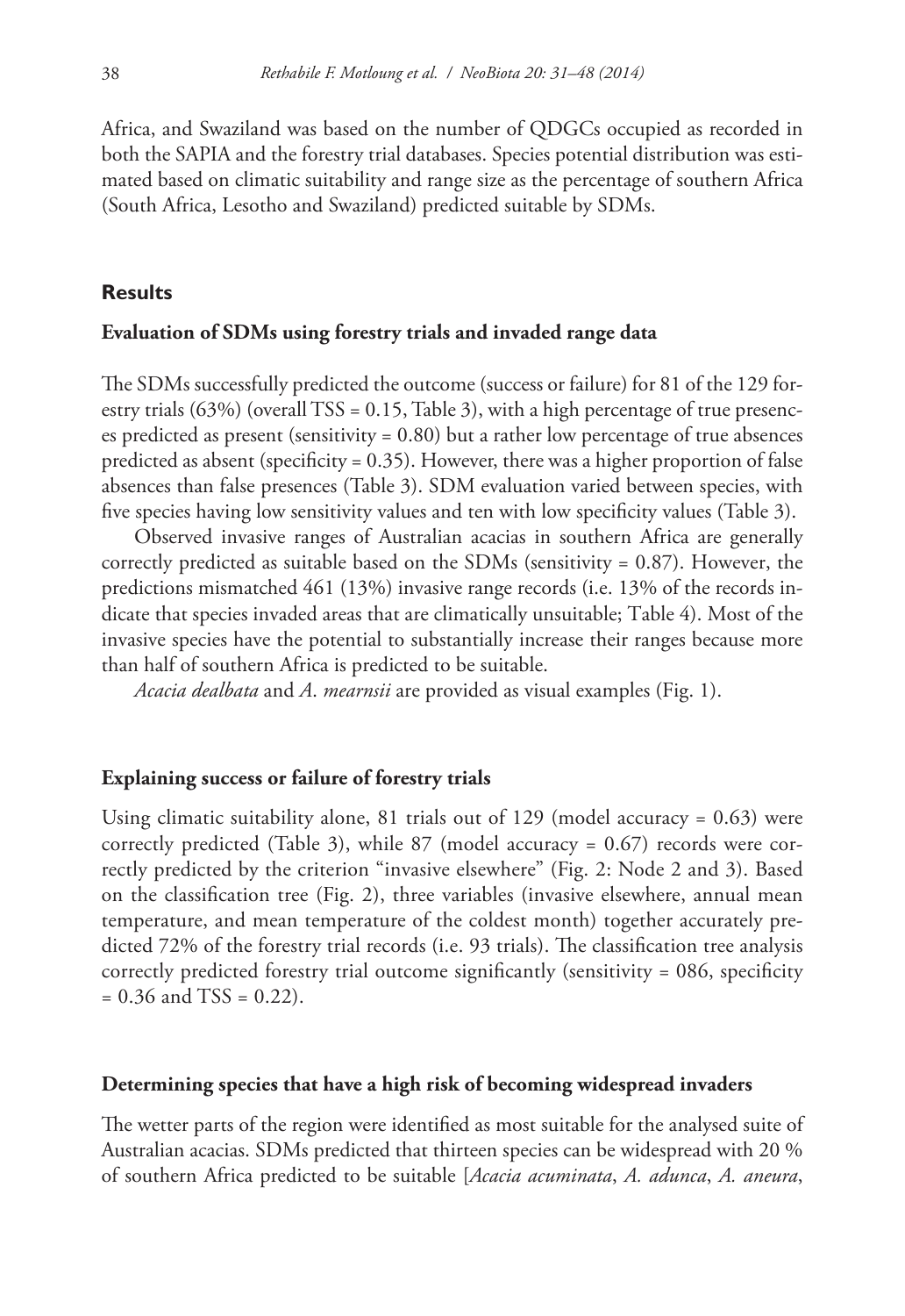Africa, and Swaziland was based on the number of QDGCs occupied as recorded in both the SAPIA and the forestry trial databases. Species potential distribution was estimated based on climatic suitability and range size as the percentage of southern Africa (South Africa, Lesotho and Swaziland) predicted suitable by SDMs.

## Results

### Evaluation of SDMs using forestry trials and invaded range data

The SDMs successfully predicted the outcome (success or failure) for 81 of the 129 forestry trials (63%) (overall TSS = 0.15, Table 3), with a high percentage of true presences predicted as present (sensitivity = 0.80) but a rather low percentage of true absences predicted as absent (specificity = 0.35). However, there was a higher proportion of false absences than false presences (Table 3). SDM evaluation varied between species, with five species having low sensitivity values and ten with low specificity values (Table 3).

Observed invasive ranges of Australian acacias in southern Africa are generally correctly predicted as suitable based on the SDMs (sensitivity = 0.87). However, the predictions mismatched 461 (13%) invasive range records (i.e. 13% of the records indicate that species invaded areas that are climatically unsuitable; Table 4). Most of the invasive species have the potential to substantially increase their ranges because more than half of southern Africa is predicted to be suitable.

*Acacia dealbata* and *A. mearnsii* are provided as visual examples (Fig. 1).

### Explaining success or failure of forestry trials

Using climatic suitability alone, 81 trials out of 129 (model accuracy = 0.63) were correctly predicted (Table 3), while 87 (model accuracy = 0.67) records were correctly predicted by the criterion "invasive elsewhere" (Fig. 2: Node 2 and 3). Based on the classification tree (Fig. 2), three variables (invasive elsewhere, annual mean temperature, and mean temperature of the coldest month) together accurately predicted 72% of the forestry trial records (i.e. 93 trials). The classification tree analysis correctly predicted forestry trial outcome significantly (sensitivity = 086, specificity = 0.36 and TSS = 0.22).

### Determining species that have a high risk of becoming widespread invaders

The wetter parts of the region were identified as most suitable for the analysed suite of Australian acacias. SDMs predicted that thirteen species can be widespread with 20 % of southern Africa predicted to be suitable [*Acacia acuminata*, *A. adunca*, *A. aneura*,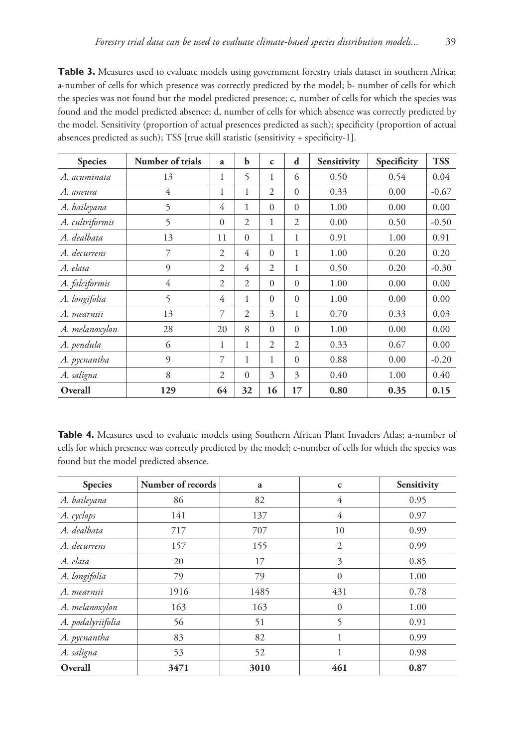**Table 3.** Measures used to evaluate models using government forestry trials dataset in southern Africa; a-number of cells for which presence was correctly predicted by the model; b- number of cells for which the species was not found but the model predicted presence; c, number of cells for which the species was found and the model predicted absence; d, number of cells for which absence was correctly predicted by the model. Sensitivity (proportion of actual presences predicted as such); specificity (proportion of actual absences predicted as such); TSS [true skill statistic (sensitivity + specificity-1].

| Species | Number of trials | a | b | c | d | Sensitivity | Specificity | TSS |
|---|---|---|---|---|---|---|---|---|
| *A. acuminata* | 13 | 1 | 5 | 1 | 6 | 0.50 | 0.54 | 0.04 |
| *A. aneura* | 4 | 1 | 1 | 2 | 0 | 0.33 | 0.00 | -0.67 |
| *A. baileyana* | 5 | 4 | 1 | 0 | 0 | 1.00 | 0.00 | 0.00 |
| *A. cultriformis* | 5 | 0 | 2 | 1 | 2 | 0.00 | 0.50 | -0.50 |
| *A. dealbata* | 13 | 11 | 0 | 1 | 1 | 0.91 | 1.00 | 0.91 |
| *A. decurrens* | 7 | 2 | 4 | 0 | 1 | 1.00 | 0.20 | 0.20 |
| *A. elata* | 9 | 2 | 4 | 2 | 1 | 0.50 | 0.20 | -0.30 |
| *A. falciformis* | 4 | 2 | 2 | 0 | 0 | 1.00 | 0.00 | 0.00 |
| *A. longifolia* | 5 | 4 | 1 | 0 | 0 | 1.00 | 0.00 | 0.00 |
| *A. mearnsii* | 13 | 7 | 2 | 3 | 1 | 0.70 | 0.33 | 0.03 |
| *A. melanoxylon* | 28 | 20 | 8 | 0 | 0 | 1.00 | 0.00 | 0.00 |
| *A. pendula* | 6 | 1 | 1 | 2 | 2 | 0.33 | 0.67 | 0.00 |
| *A. pycnantha* | 9 | 7 | 1 | 1 | 0 | 0.88 | 0.00 | -0.20 |
| *A. saligna* | 8 | 2 | 0 | 3 | 3 | 0.40 | 1.00 | 0.40 |
| **Overall** | **129** | **64** | **32** | **16** | **17** | **0.80** | **0.35** | **0.15** |

**Table 4.** Measures used to evaluate models using Southern African Plant Invaders Atlas; a-number of cells for which presence was correctly predicted by the model; c-number of cells for which the species was found but the model predicted absence.

| Species | Number of records | a | c | Sensitivity |
|---|---|---|---|---|
| *A. baileyana* | 86 | 82 | 4 | 0.95 |
| *A. cyclops* | 141 | 137 | 4 | 0.97 |
| *A. dealbata* | 717 | 707 | 10 | 0.99 |
| *A. decurrens* | 157 | 155 | 2 | 0.99 |
| *A. elata* | 20 | 17 | 3 | 0.85 |
| *A. longifolia* | 79 | 79 | 0 | 1.00 |
| *A. mearnsii* | 1916 | 1485 | 431 | 0.78 |
| *A. melanoxylon* | 163 | 163 | 0 | 1.00 |
| *A. podalyriifolia* | 56 | 51 | 5 | 0.91 |
| *A. pycnantha* | 83 | 82 | 1 | 0.99 |
| *A. saligna* | 53 | 52 | 1 | 0.98 |
| **Overall** | **3471** | **3010** | **461** | **0.87** |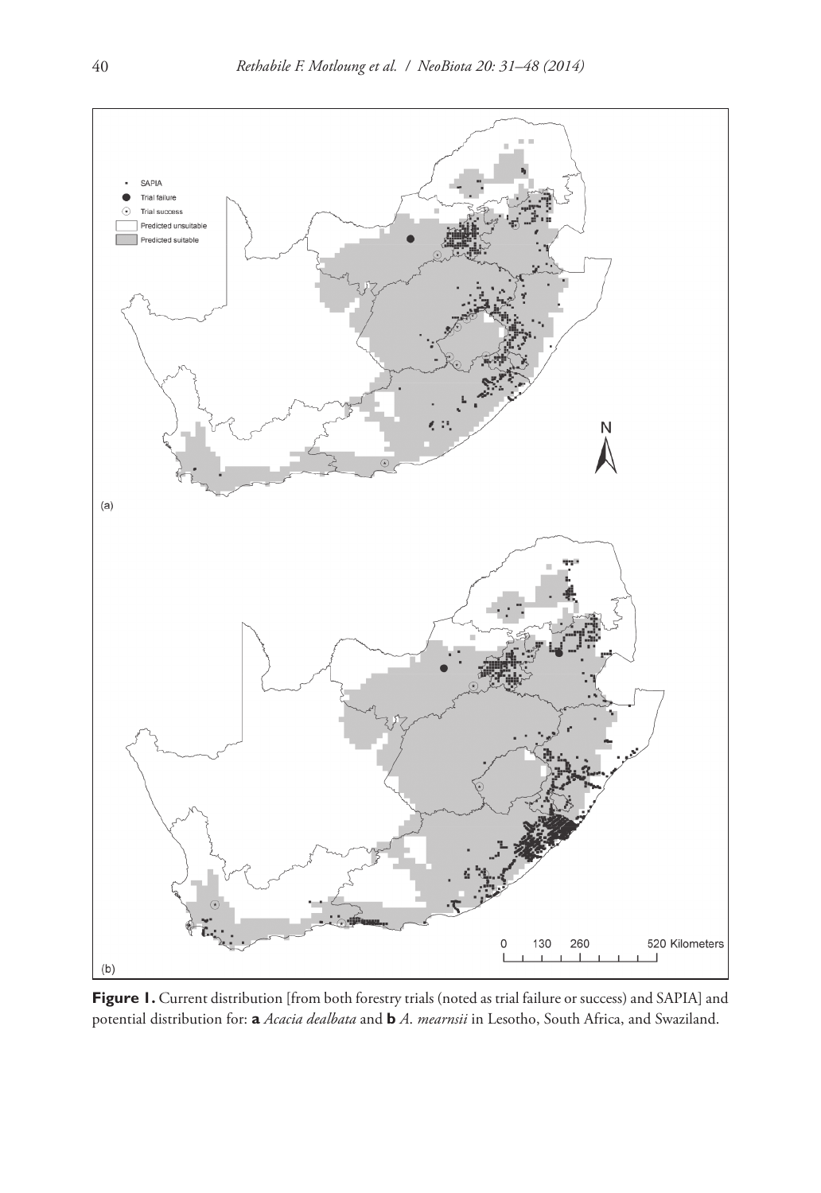**Figure 1.** Current distribution [from both forestry trials (noted as trial failure or success) and SAPIA] and potential distribution for: **a** *Acacia dealbata* and **b** *A. mearnsii* in Lesotho, South Africa, and Swaziland.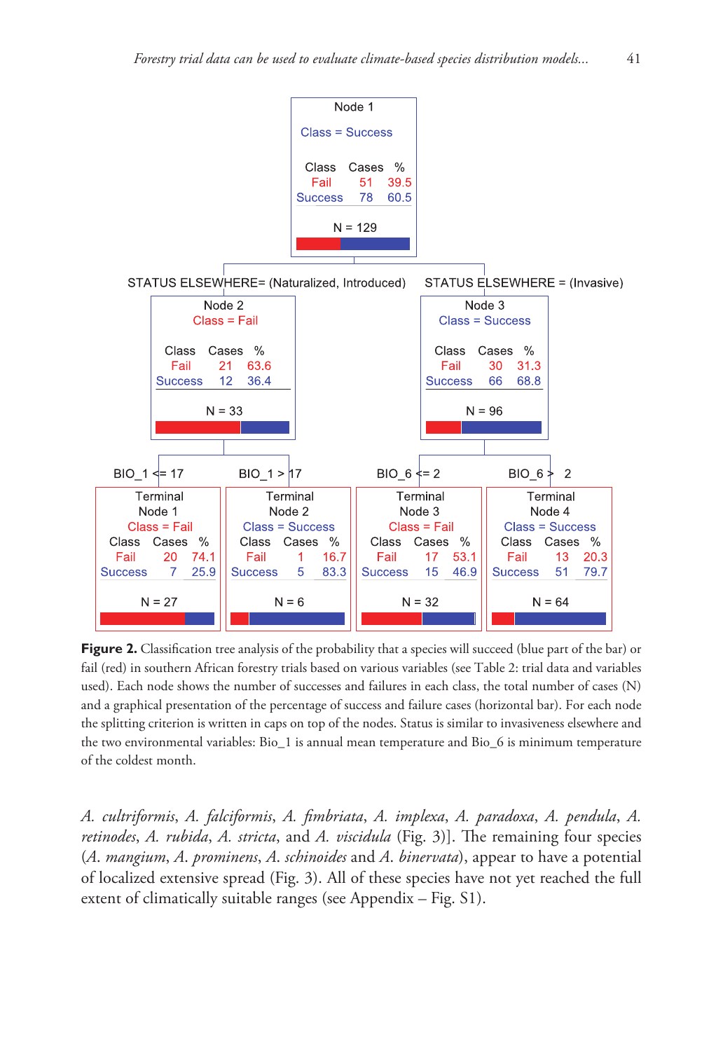Node 1

Class = Success

| Class | Cases | % |
|---|---|---|
| Fail | 51 | 39.5 |
| Success | 78 | 60.5 |

N = 129

STATUS ELSEWHERE= (Naturalized, Introduced) — STATUS ELSEWHERE = (Invasive)

Node 2

Class = Fail

| Class | Cases | % |
|---|---|---|
| Fail | 21 | 63.6 |
| Success | 12 | 36.4 |

N = 33

Node 3

Class = Success

| Class | Cases | % |
|---|---|---|
| Fail | 30 | 31.3 |
| Success | 66 | 68.8 |

N = 96

BIO_1 <= 17 — BIO_1 > 17 — BIO_6 <= 2 — BIO_6 > 2

Terminal Node 1

Class = Fail

| Class | Cases | % |
|---|---|---|
| Fail | 20 | 74.1 |
| Success | 7 | 25.9 |

N = 27

Terminal Node 2

Class = Success

| Class | Cases | % |
|---|---|---|
| Fail | 1 | 16.7 |
| Success | 5 | 83.3 |

N = 6

Terminal Node 3

Class = Fail

| Class | Cases | % |
|---|---|---|
| Fail | 17 | 53.1 |
| Success | 15 | 46.9 |

N = 32

Terminal Node 4

Class = Success

| Class | Cases | % |
|---|---|---|
| Fail | 13 | 20.3 |
| Success | 51 | 79.7 |

N = 64

**Figure 2.** Classification tree analysis of the probability that a species will succeed (blue part of the bar) or fail (red) in southern African forestry trials based on various variables (see Table 2: trial data and variables used). Each node shows the number of successes and failures in each class, the total number of cases (N) and a graphical presentation of the percentage of success and failure cases (horizontal bar). For each node the splitting criterion is written in caps on top of the nodes. Status is similar to invasiveness elsewhere and the two environmental variables: Bio_1 is annual mean temperature and Bio_6 is minimum temperature of the coldest month.

*A. cultriformis*, *A. falciformis*, *A. fimbriata*, *A. implexa*, *A. paradoxa*, *A. pendula*, *A. retinodes*, *A. rubida*, *A. stricta*, and *A. viscidula* (Fig. 3)]. The remaining four species (*A. mangium*, *A. prominens*, *A. schinoides* and *A. binervata*), appear to have a potential of localized extensive spread (Fig. 3). All of these species have not yet reached the full extent of climatically suitable ranges (see Appendix – Fig. S1).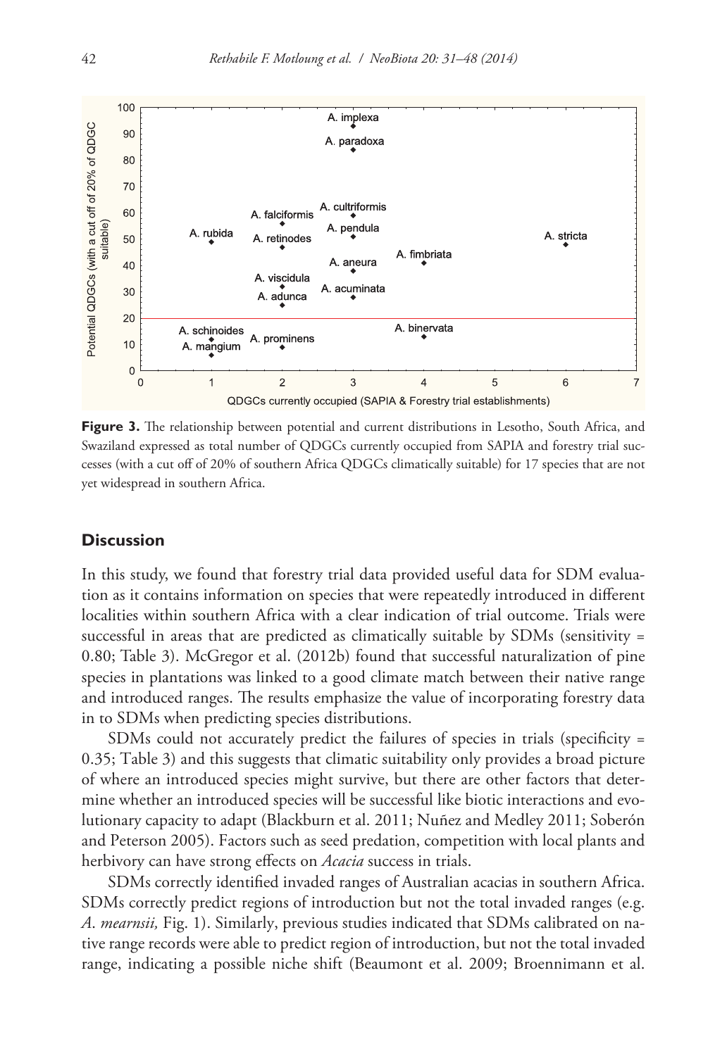**Figure 3.** The relationship between potential and current distributions in Lesotho, South Africa, and Swaziland expressed as total number of QDGCs currently occupied from SAPIA and forestry trial successes (with a cut off of 20% of southern Africa QDGCs climatically suitable) for 17 species that are not yet widespread in southern Africa.

## Discussion

In this study, we found that forestry trial data provided useful data for SDM evaluation as it contains information on species that were repeatedly introduced in different localities within southern Africa with a clear indication of trial outcome. Trials were successful in areas that are predicted as climatically suitable by SDMs (sensitivity = 0.80; Table 3). McGregor et al. (2012b) found that successful naturalization of pine species in plantations was linked to a good climate match between their native range and introduced ranges. The results emphasize the value of incorporating forestry data in to SDMs when predicting species distributions.

SDMs could not accurately predict the failures of species in trials (specificity = 0.35; Table 3) and this suggests that climatic suitability only provides a broad picture of where an introduced species might survive, but there are other factors that determine whether an introduced species will be successful like biotic interactions and evolutionary capacity to adapt (Blackburn et al. 2011; Nuñez and Medley 2011; Soberón and Peterson 2005). Factors such as seed predation, competition with local plants and herbivory can have strong effects on *Acacia* success in trials.

SDMs correctly identified invaded ranges of Australian acacias in southern Africa. SDMs correctly predict regions of introduction but not the total invaded ranges (e.g. *A. mearnsii,* Fig. 1). Similarly, previous studies indicated that SDMs calibrated on native range records were able to predict region of introduction, but not the total invaded range, indicating a possible niche shift (Beaumont et al. 2009; Broennimann et al.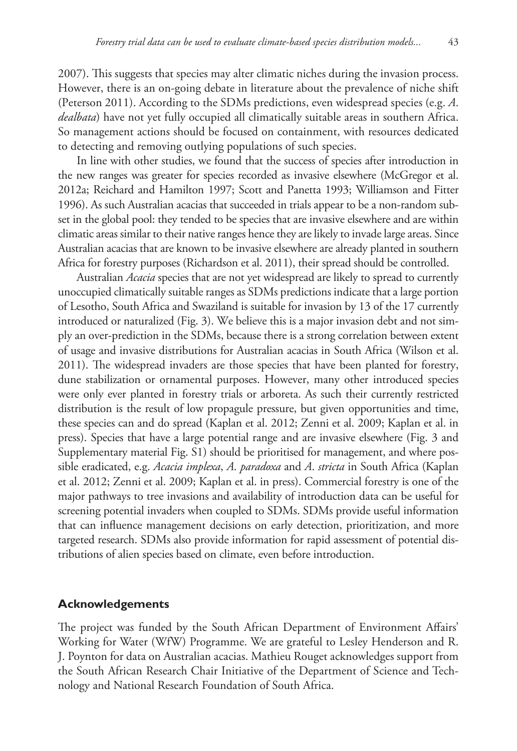2007). This suggests that species may alter climatic niches during the invasion process. However, there is an on-going debate in literature about the prevalence of niche shift (Peterson 2011). According to the SDMs predictions, even widespread species (e.g. *A. dealbata*) have not yet fully occupied all climatically suitable areas in southern Africa. So management actions should be focused on containment, with resources dedicated to detecting and removing outlying populations of such species.

In line with other studies, we found that the success of species after introduction in the new ranges was greater for species recorded as invasive elsewhere (McGregor et al. 2012a; Reichard and Hamilton 1997; Scott and Panetta 1993; Williamson and Fitter 1996). As such Australian acacias that succeeded in trials appear to be a non-random subset in the global pool: they tended to be species that are invasive elsewhere and are within climatic areas similar to their native ranges hence they are likely to invade large areas. Since Australian acacias that are known to be invasive elsewhere are already planted in southern Africa for forestry purposes (Richardson et al. 2011), their spread should be controlled.

Australian *Acacia* species that are not yet widespread are likely to spread to currently unoccupied climatically suitable ranges as SDMs predictions indicate that a large portion of Lesotho, South Africa and Swaziland is suitable for invasion by 13 of the 17 currently introduced or naturalized (Fig. 3). We believe this is a major invasion debt and not simply an over-prediction in the SDMs, because there is a strong correlation between extent of usage and invasive distributions for Australian acacias in South Africa (Wilson et al. 2011). The widespread invaders are those species that have been planted for forestry, dune stabilization or ornamental purposes. However, many other introduced species were only ever planted in forestry trials or arboreta. As such their currently restricted distribution is the result of low propagule pressure, but given opportunities and time, these species can and do spread (Kaplan et al. 2012; Zenni et al. 2009; Kaplan et al. in press). Species that have a large potential range and are invasive elsewhere (Fig. 3 and Supplementary material Fig. S1) should be prioritised for management, and where possible eradicated, e.g. *Acacia implexa*, *A. paradoxa* and *A. stricta* in South Africa (Kaplan et al. 2012; Zenni et al. 2009; Kaplan et al. in press). Commercial forestry is one of the major pathways to tree invasions and availability of introduction data can be useful for screening potential invaders when coupled to SDMs. SDMs provide useful information that can influence management decisions on early detection, prioritization, and more targeted research. SDMs also provide information for rapid assessment of potential distributions of alien species based on climate, even before introduction.

## Acknowledgements

The project was funded by the South African Department of Environment Affairs' Working for Water (WfW) Programme. We are grateful to Lesley Henderson and R. J. Poynton for data on Australian acacias. Mathieu Rouget acknowledges support from the South African Research Chair Initiative of the Department of Science and Technology and National Research Foundation of South Africa.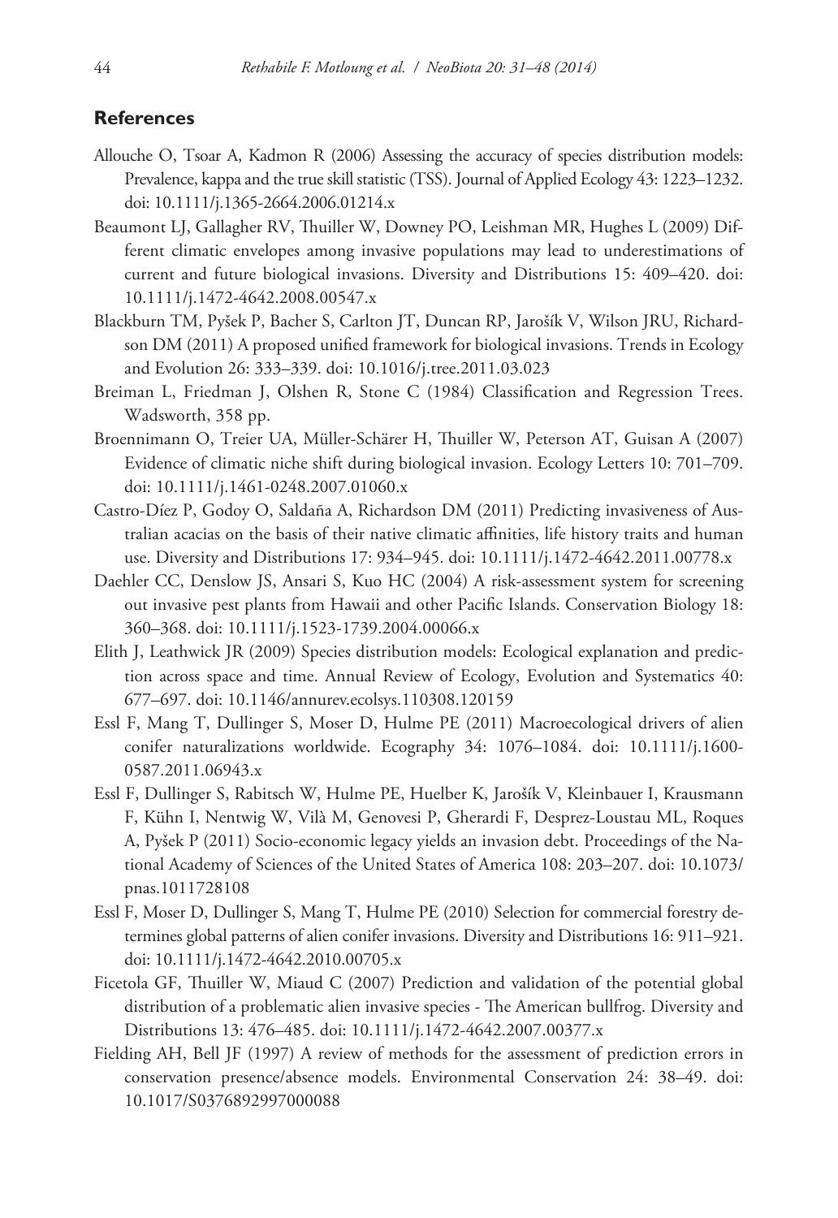## References

Allouche O, Tsoar A, Kadmon R (2006) Assessing the accuracy of species distribution models: Prevalence, kappa and the true skill statistic (TSS). Journal of Applied Ecology 43: 1223–1232. doi: 10.1111/j.1365-2664.2006.01214.x

Beaumont LJ, Gallagher RV, Thuiller W, Downey PO, Leishman MR, Hughes L (2009) Different climatic envelopes among invasive populations may lead to underestimations of current and future biological invasions. Diversity and Distributions 15: 409–420. doi: 10.1111/j.1472-4642.2008.00547.x

Blackburn TM, Pyšek P, Bacher S, Carlton JT, Duncan RP, Jarošík V, Wilson JRU, Richardson DM (2011) A proposed unified framework for biological invasions. Trends in Ecology and Evolution 26: 333–339. doi: 10.1016/j.tree.2011.03.023

Breiman L, Friedman J, Olshen R, Stone C (1984) Classification and Regression Trees. Wadsworth, 358 pp.

Broennimann O, Treier UA, Müller-Schärer H, Thuiller W, Peterson AT, Guisan A (2007) Evidence of climatic niche shift during biological invasion. Ecology Letters 10: 701–709. doi: 10.1111/j.1461-0248.2007.01060.x

Castro-Díez P, Godoy O, Saldaña A, Richardson DM (2011) Predicting invasiveness of Australian acacias on the basis of their native climatic affinities, life history traits and human use. Diversity and Distributions 17: 934–945. doi: 10.1111/j.1472-4642.2011.00778.x

Daehler CC, Denslow JS, Ansari S, Kuo HC (2004) A risk-assessment system for screening out invasive pest plants from Hawaii and other Pacific Islands. Conservation Biology 18: 360–368. doi: 10.1111/j.1523-1739.2004.00066.x

Elith J, Leathwick JR (2009) Species distribution models: Ecological explanation and prediction across space and time. Annual Review of Ecology, Evolution and Systematics 40: 677–697. doi: 10.1146/annurev.ecolsys.110308.120159

Essl F, Mang T, Dullinger S, Moser D, Hulme PE (2011) Macroecological drivers of alien conifer naturalizations worldwide. Ecography 34: 1076–1084. doi: 10.1111/j.1600-0587.2011.06943.x

Essl F, Dullinger S, Rabitsch W, Hulme PE, Huelber K, Jarošík V, Kleinbauer I, Krausmann F, Kühn I, Nentwig W, Vilà M, Genovesi P, Gherardi F, Desprez-Loustau ML, Roques A, Pyšek P (2011) Socio-economic legacy yields an invasion debt. Proceedings of the National Academy of Sciences of the United States of America 108: 203–207. doi: 10.1073/pnas.1011728108

Essl F, Moser D, Dullinger S, Mang T, Hulme PE (2010) Selection for commercial forestry determines global patterns of alien conifer invasions. Diversity and Distributions 16: 911–921. doi: 10.1111/j.1472-4642.2010.00705.x

Ficetola GF, Thuiller W, Miaud C (2007) Prediction and validation of the potential global distribution of a problematic alien invasive species - The American bullfrog. Diversity and Distributions 13: 476–485. doi: 10.1111/j.1472-4642.2007.00377.x

Fielding AH, Bell JF (1997) A review of methods for the assessment of prediction errors in conservation presence/absence models. Environmental Conservation 24: 38–49. doi: 10.1017/S0376892997000088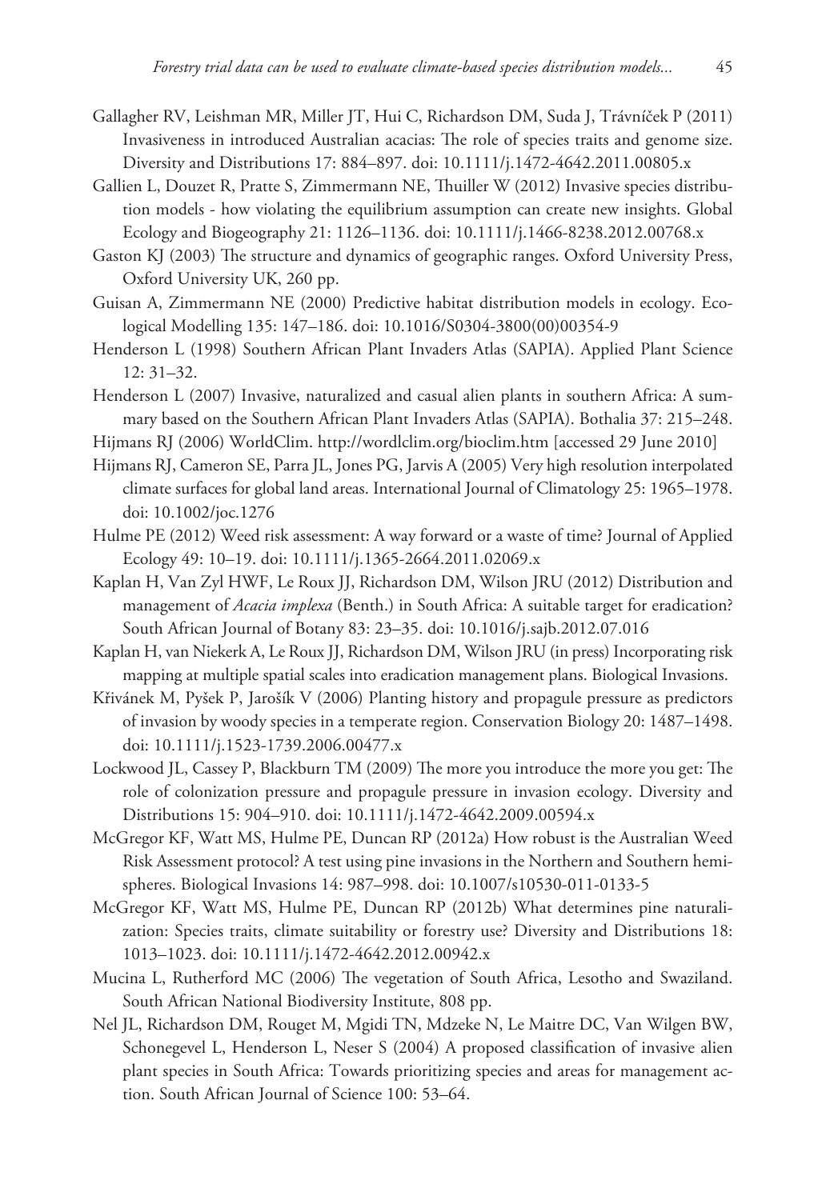Gallagher RV, Leishman MR, Miller JT, Hui C, Richardson DM, Suda J, Trávníček P (2011) Invasiveness in introduced Australian acacias: The role of species traits and genome size. Diversity and Distributions 17: 884–897. doi: 10.1111/j.1472-4642.2011.00805.x

Gallien L, Douzet R, Pratte S, Zimmermann NE, Thuiller W (2012) Invasive species distribution models - how violating the equilibrium assumption can create new insights. Global Ecology and Biogeography 21: 1126–1136. doi: 10.1111/j.1466-8238.2012.00768.x

Gaston KJ (2003) The structure and dynamics of geographic ranges. Oxford University Press, Oxford University UK, 260 pp.

Guisan A, Zimmermann NE (2000) Predictive habitat distribution models in ecology. Ecological Modelling 135: 147–186. doi: 10.1016/S0304-3800(00)00354-9

Henderson L (1998) Southern African Plant Invaders Atlas (SAPIA). Applied Plant Science 12: 31–32.

Henderson L (2007) Invasive, naturalized and casual alien plants in southern Africa: A summary based on the Southern African Plant Invaders Atlas (SAPIA). Bothalia 37: 215–248.

Hijmans RJ (2006) WorldClim. http://wordlclim.org/bioclim.htm [accessed 29 June 2010]

Hijmans RJ, Cameron SE, Parra JL, Jones PG, Jarvis A (2005) Very high resolution interpolated climate surfaces for global land areas. International Journal of Climatology 25: 1965–1978. doi: 10.1002/joc.1276

Hulme PE (2012) Weed risk assessment: A way forward or a waste of time? Journal of Applied Ecology 49: 10–19. doi: 10.1111/j.1365-2664.2011.02069.x

Kaplan H, Van Zyl HWF, Le Roux JJ, Richardson DM, Wilson JRU (2012) Distribution and management of *Acacia implexa* (Benth.) in South Africa: A suitable target for eradication? South African Journal of Botany 83: 23–35. doi: 10.1016/j.sajb.2012.07.016

Kaplan H, van Niekerk A, Le Roux JJ, Richardson DM, Wilson JRU (in press) Incorporating risk mapping at multiple spatial scales into eradication management plans. Biological Invasions.

Křivánek M, Pyšek P, Jarošík V (2006) Planting history and propagule pressure as predictors of invasion by woody species in a temperate region. Conservation Biology 20: 1487–1498. doi: 10.1111/j.1523-1739.2006.00477.x

Lockwood JL, Cassey P, Blackburn TM (2009) The more you introduce the more you get: The role of colonization pressure and propagule pressure in invasion ecology. Diversity and Distributions 15: 904–910. doi: 10.1111/j.1472-4642.2009.00594.x

McGregor KF, Watt MS, Hulme PE, Duncan RP (2012a) How robust is the Australian Weed Risk Assessment protocol? A test using pine invasions in the Northern and Southern hemispheres. Biological Invasions 14: 987–998. doi: 10.1007/s10530-011-0133-5

McGregor KF, Watt MS, Hulme PE, Duncan RP (2012b) What determines pine naturalization: Species traits, climate suitability or forestry use? Diversity and Distributions 18: 1013–1023. doi: 10.1111/j.1472-4642.2012.00942.x

Mucina L, Rutherford MC (2006) The vegetation of South Africa, Lesotho and Swaziland. South African National Biodiversity Institute, 808 pp.

Nel JL, Richardson DM, Rouget M, Mgidi TN, Mdzeke N, Le Maitre DC, Van Wilgen BW, Schonegevel L, Henderson L, Neser S (2004) A proposed classification of invasive alien plant species in South Africa: Towards prioritizing species and areas for management action. South African Journal of Science 100: 53–64.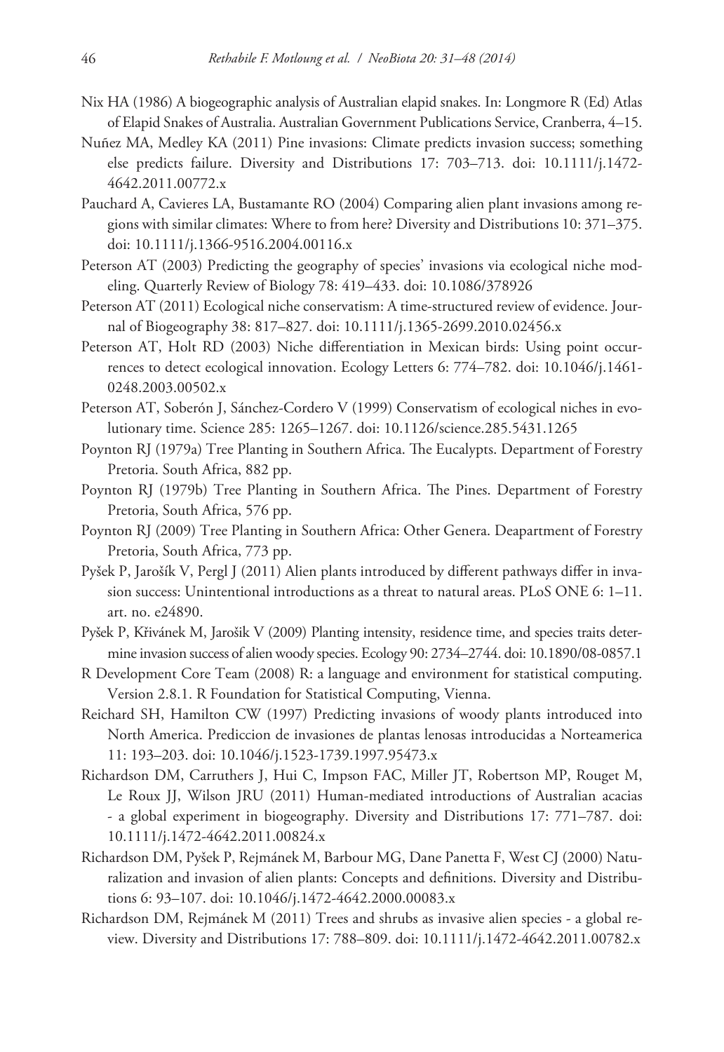Nix HA (1986) A biogeographic analysis of Australian elapid snakes. In: Longmore R (Ed) Atlas of Elapid Snakes of Australia. Australian Government Publications Service, Cranberra, 4–15.

Nuñez MA, Medley KA (2011) Pine invasions: Climate predicts invasion success; something else predicts failure. Diversity and Distributions 17: 703–713. doi: 10.1111/j.1472-4642.2011.00772.x

Pauchard A, Cavieres LA, Bustamante RO (2004) Comparing alien plant invasions among regions with similar climates: Where to from here? Diversity and Distributions 10: 371–375. doi: 10.1111/j.1366-9516.2004.00116.x

Peterson AT (2003) Predicting the geography of species' invasions via ecological niche modeling. Quarterly Review of Biology 78: 419–433. doi: 10.1086/378926

Peterson AT (2011) Ecological niche conservatism: A time-structured review of evidence. Journal of Biogeography 38: 817–827. doi: 10.1111/j.1365-2699.2010.02456.x

Peterson AT, Holt RD (2003) Niche differentiation in Mexican birds: Using point occurrences to detect ecological innovation. Ecology Letters 6: 774–782. doi: 10.1046/j.1461-0248.2003.00502.x

Peterson AT, Soberón J, Sánchez-Cordero V (1999) Conservatism of ecological niches in evolutionary time. Science 285: 1265–1267. doi: 10.1126/science.285.5431.1265

Poynton RJ (1979a) Tree Planting in Southern Africa. The Eucalypts. Department of Forestry Pretoria. South Africa, 882 pp.

Poynton RJ (1979b) Tree Planting in Southern Africa. The Pines. Department of Forestry Pretoria, South Africa, 576 pp.

Poynton RJ (2009) Tree Planting in Southern Africa: Other Genera. Deapartment of Forestry Pretoria, South Africa, 773 pp.

Pyšek P, Jarošík V, Pergl J (2011) Alien plants introduced by different pathways differ in invasion success: Unintentional introductions as a threat to natural areas. PLoS ONE 6: 1–11. art. no. e24890.

Pyšek P, Křivánek M, Jarošik V (2009) Planting intensity, residence time, and species traits determine invasion success of alien woody species. Ecology 90: 2734–2744. doi: 10.1890/08-0857.1

R Development Core Team (2008) R: a language and environment for statistical computing. Version 2.8.1. R Foundation for Statistical Computing, Vienna.

Reichard SH, Hamilton CW (1997) Predicting invasions of woody plants introduced into North America. Prediccion de invasiones de plantas lenosas introducidas a Norteamerica 11: 193–203. doi: 10.1046/j.1523-1739.1997.95473.x

Richardson DM, Carruthers J, Hui C, Impson FAC, Miller JT, Robertson MP, Rouget M, Le Roux JJ, Wilson JRU (2011) Human-mediated introductions of Australian acacias - a global experiment in biogeography. Diversity and Distributions 17: 771–787. doi: 10.1111/j.1472-4642.2011.00824.x

Richardson DM, Pyšek P, Rejmánek M, Barbour MG, Dane Panetta F, West CJ (2000) Naturalization and invasion of alien plants: Concepts and definitions. Diversity and Distributions 6: 93–107. doi: 10.1046/j.1472-4642.2000.00083.x

Richardson DM, Rejmánek M (2011) Trees and shrubs as invasive alien species - a global review. Diversity and Distributions 17: 788–809. doi: 10.1111/j.1472-4642.2011.00782.x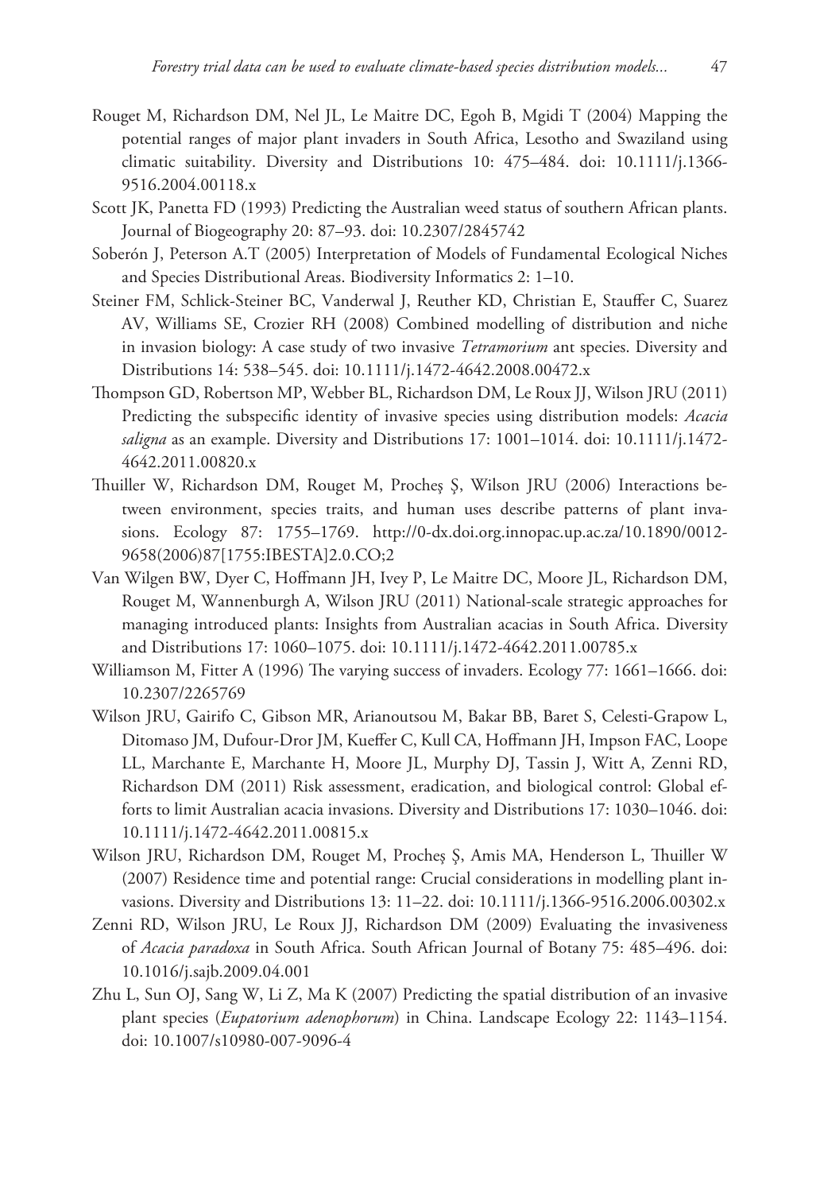Rouget M, Richardson DM, Nel JL, Le Maitre DC, Egoh B, Mgidi T (2004) Mapping the potential ranges of major plant invaders in South Africa, Lesotho and Swaziland using climatic suitability. Diversity and Distributions 10: 475–484. doi: 10.1111/j.1366-9516.2004.00118.x

Scott JK, Panetta FD (1993) Predicting the Australian weed status of southern African plants. Journal of Biogeography 20: 87–93. doi: 10.2307/2845742

Soberón J, Peterson A.T (2005) Interpretation of Models of Fundamental Ecological Niches and Species Distributional Areas. Biodiversity Informatics 2: 1–10.

Steiner FM, Schlick-Steiner BC, Vanderwal J, Reuther KD, Christian E, Stauffer C, Suarez AV, Williams SE, Crozier RH (2008) Combined modelling of distribution and niche in invasion biology: A case study of two invasive *Tetramorium* ant species. Diversity and Distributions 14: 538–545. doi: 10.1111/j.1472-4642.2008.00472.x

Thompson GD, Robertson MP, Webber BL, Richardson DM, Le Roux JJ, Wilson JRU (2011) Predicting the subspecific identity of invasive species using distribution models: *Acacia saligna* as an example. Diversity and Distributions 17: 1001–1014. doi: 10.1111/j.1472-4642.2011.00820.x

Thuiller W, Richardson DM, Rouget M, Procheş Ş, Wilson JRU (2006) Interactions between environment, species traits, and human uses describe patterns of plant invasions. Ecology 87: 1755–1769. http://0-dx.doi.org.innopac.up.ac.za/10.1890/0012-9658(2006)87[1755:IBESTA]2.0.CO;2

Van Wilgen BW, Dyer C, Hoffmann JH, Ivey P, Le Maitre DC, Moore JL, Richardson DM, Rouget M, Wannenburgh A, Wilson JRU (2011) National-scale strategic approaches for managing introduced plants: Insights from Australian acacias in South Africa. Diversity and Distributions 17: 1060–1075. doi: 10.1111/j.1472-4642.2011.00785.x

Williamson M, Fitter A (1996) The varying success of invaders. Ecology 77: 1661–1666. doi: 10.2307/2265769

Wilson JRU, Gairifo C, Gibson MR, Arianoutsou M, Bakar BB, Baret S, Celesti-Grapow L, Ditomaso JM, Dufour-Dror JM, Kueffer C, Kull CA, Hoffmann JH, Impson FAC, Loope LL, Marchante E, Marchante H, Moore JL, Murphy DJ, Tassin J, Witt A, Zenni RD, Richardson DM (2011) Risk assessment, eradication, and biological control: Global efforts to limit Australian acacia invasions. Diversity and Distributions 17: 1030–1046. doi: 10.1111/j.1472-4642.2011.00815.x

Wilson JRU, Richardson DM, Rouget M, Procheş Ş, Amis MA, Henderson L, Thuiller W (2007) Residence time and potential range: Crucial considerations in modelling plant invasions. Diversity and Distributions 13: 11–22. doi: 10.1111/j.1366-9516.2006.00302.x

Zenni RD, Wilson JRU, Le Roux JJ, Richardson DM (2009) Evaluating the invasiveness of *Acacia paradoxa* in South Africa. South African Journal of Botany 75: 485–496. doi: 10.1016/j.sajb.2009.04.001

Zhu L, Sun OJ, Sang W, Li Z, Ma K (2007) Predicting the spatial distribution of an invasive plant species (*Eupatorium adenophorum*) in China. Landscape Ecology 22: 1143–1154. doi: 10.1007/s10980-007-9096-4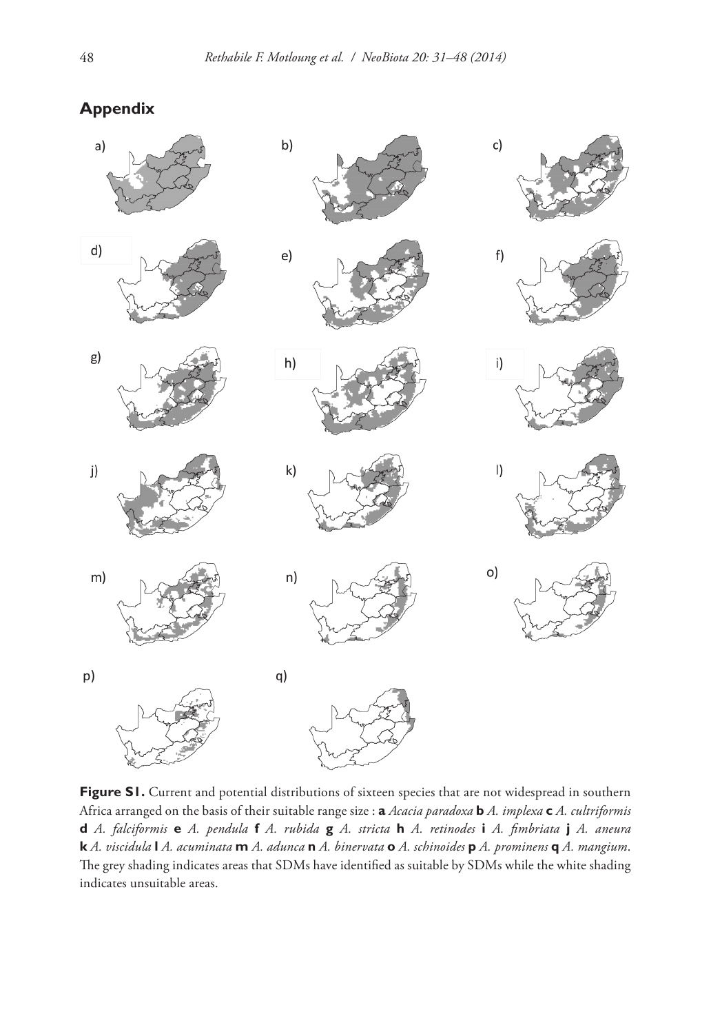## Appendix

a)

b)

c)

d)

e)

f)

g)

h)

i)

j)

k)

l)

m)

n)

o)

p)

q)

**Figure S1.** Current and potential distributions of sixteen species that are not widespread in southern Africa arranged on the basis of their suitable range size : **a** *Acacia paradoxa* **b** *A. implexa* **c** *A. cultriformis* **d** *A. falciformis* **e** *A. pendula* **f** *A. rubida* **g** *A. stricta* **h** *A. retinodes* **i** *A. fimbriata* **j** *A. aneura* **k** *A. viscidula* **l** *A. acuminata* **m** *A. adunca* **n** *A. binervata* **o** *A. schinoides* **p** *A. prominens* **q** *A. mangium*. The grey shading indicates areas that SDMs have identified as suitable by SDMs while the white shading indicates unsuitable areas.